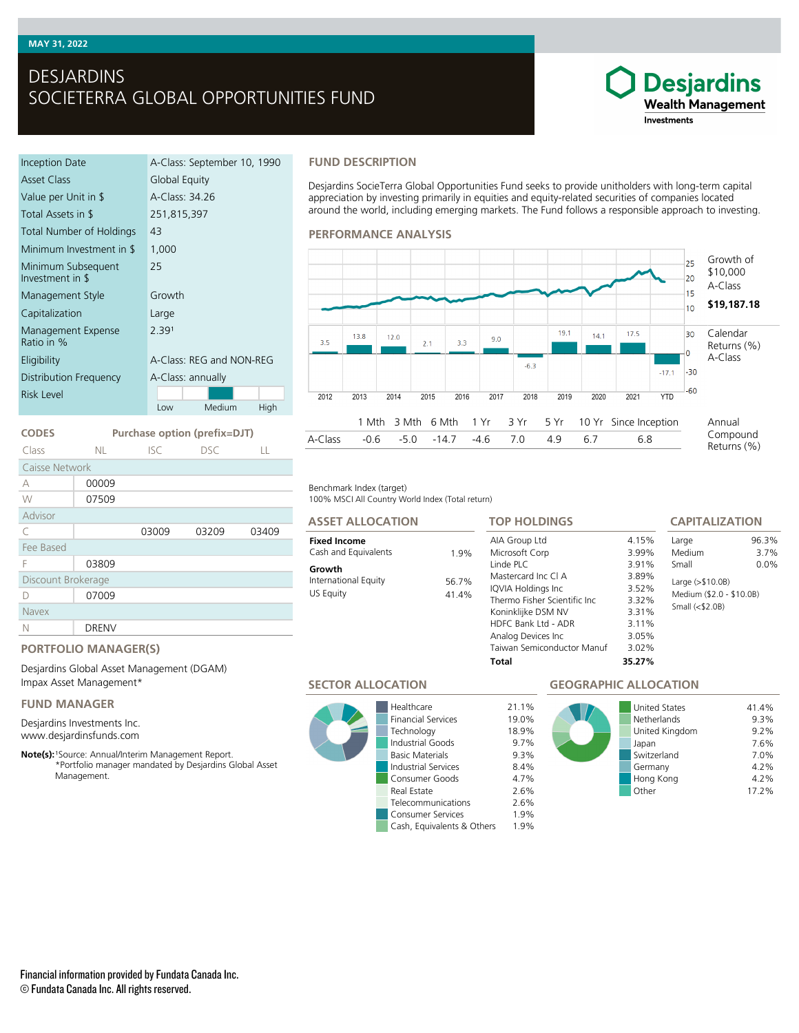MAY 31, 2022

# DESJARDINS SOCIETERRA GLOBAL OPPORTUNITIES FUND

Desjardins Wealth Management Investments

| | |
|---|---|
| Inception Date | A-Class: September 10, 1990 |
| Asset Class | Global Equity |
| Value per Unit in $ | A-Class: 34.26 |
| Total Assets in $ | 251,815,397 |
| Total Number of Holdings | 43 |
| Minimum Investment in $ | 1,000 |
| Minimum Subsequent Investment in $ | 25 |
| Management Style | Growth |
| Capitalization | Large |
| Management Expense Ratio in % | 2.39[1] |
| Eligibility | A-Class: REG and NON-REG |
| Distribution Frequency | A-Class: annually |
| Risk Level | Low / Medium / High (Medium) |

## CODES

| Class | Purchase option (prefix=DJT) NL | ISC | DSC | LL |
|---|---|---|---|---|
| Caisse Network | | | | |
| A | 00009 | | | |
| W | 07509 | | | |
| Advisor | | | | |
| C | | 03009 | 03209 | 03409 |
| Fee Based | | | | |
| F | 03809 | | | |
| Discount Brokerage | | | | |
| D | 07009 | | | |
| Navex | | | | |
| N | DRENV | | | |

## PORTFOLIO MANAGER(S)

Desjardins Global Asset Management (DGAM)
Impax Asset Management*

## FUND MANAGER

Desjardins Investments Inc.
www.desjardinsfunds.com

**Note(s):** [1]Source: Annual/Interim Management Report.
*Portfolio manager mandated by Desjardins Global Asset Management.

## FUND DESCRIPTION

Desjardins SocieTerra Global Opportunities Fund seeks to provide unitholders with long-term capital appreciation by investing primarily in equities and equity-related securities of companies located around the world, including emerging markets. The Fund follows a responsible approach to investing.

## PERFORMANCE ANALYSIS

Growth of $10,000 A-Class: **$19,187.18**

Calendar Returns (%) A-Class

| 2012 | 2013 | 2014 | 2015 | 2016 | 2017 | 2018 | 2019 | 2020 | 2021 | YTD |
|---|---|---|---|---|---|---|---|---|---|---|
| 3.5 | 13.8 | 12.0 | 2.1 | 3.3 | 9.0 | -6.3 | 19.1 | 14.1 | 17.5 | -17.1 |

Annual Compound Returns (%)

| | 1 Mth | 3 Mth | 6 Mth | 1 Yr | 3 Yr | 5 Yr | 10 Yr | Since Inception |
|---|---|---|---|---|---|---|---|---|
| A-Class | -0.6 | -5.0 | -14.7 | -4.6 | 7.0 | 4.9 | 6.7 | 6.8 |

Benchmark Index (target)
100% MSCI All Country World Index (Total return)

## ASSET ALLOCATION

| | |
|---|---|
| **Fixed Income** | |
| Cash and Equivalents | 1.9% |
| **Growth** | |
| International Equity | 56.7% |
| US Equity | 41.4% |

## TOP HOLDINGS

| | |
|---|---|
| AIA Group Ltd | 4.15% |
| Microsoft Corp | 3.99% |
| Linde PLC | 3.91% |
| Mastercard Inc Cl A | 3.89% |
| IQVIA Holdings Inc | 3.52% |
| Thermo Fisher Scientific Inc | 3.32% |
| Koninklijke DSM NV | 3.31% |
| HDFC Bank Ltd - ADR | 3.11% |
| Analog Devices Inc | 3.05% |
| Taiwan Semiconductor Manuf | 3.02% |
| **Total** | **35.27%** |

## CAPITALIZATION

| | |
|---|---|
| Large | 96.3% |
| Medium | 3.7% |
| Small | 0.0% |

Large (>$10.0B)
Medium ($2.0 - $10.0B)
Small (<$2.0B)

## SECTOR ALLOCATION

| | |
|---|---|
| Healthcare | 21.1% |
| Financial Services | 19.0% |
| Technology | 18.9% |
| Industrial Goods | 9.7% |
| Basic Materials | 9.3% |
| Industrial Services | 8.4% |
| Consumer Goods | 4.7% |
| Real Estate | 2.6% |
| Telecommunications | 2.6% |
| Consumer Services | 1.9% |
| Cash, Equivalents & Others | 1.9% |

## GEOGRAPHIC ALLOCATION

| | |
|---|---|
| United States | 41.4% |
| Netherlands | 9.3% |
| United Kingdom | 9.2% |
| Japan | 7.6% |
| Switzerland | 7.0% |
| Germany | 4.2% |
| Hong Kong | 4.2% |
| Other | 17.2% |

Financial information provided by Fundata Canada Inc.
© Fundata Canada Inc. All rights reserved.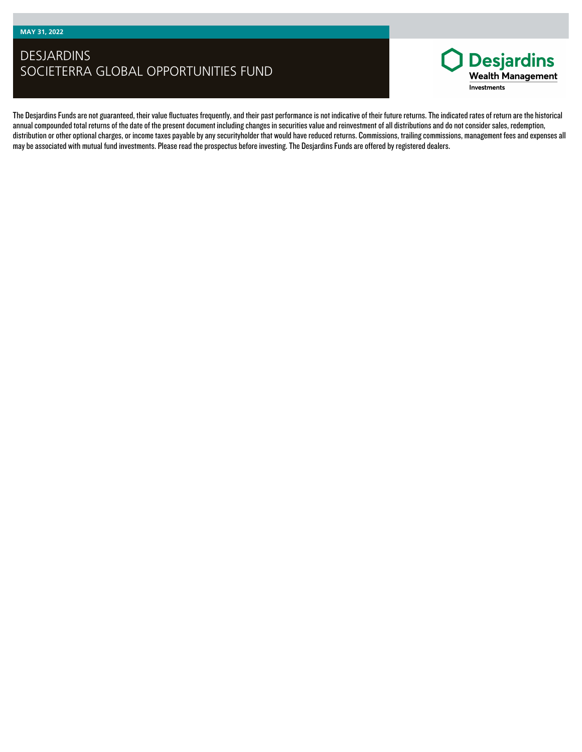MAY 31, 2022

# DESJARDINS SOCIETERRA GLOBAL OPPORTUNITIES FUND

Desjardins Wealth Management Investments

The Desjardins Funds are not guaranteed, their value fluctuates frequently, and their past performance is not indicative of their future returns. The indicated rates of return are the historical annual compounded total returns of the date of the present document including changes in securities value and reinvestment of all distributions and do not consider sales, redemption, distribution or other optional charges, or income taxes payable by any securityholder that would have reduced returns. Commissions, trailing commissions, management fees and expenses all may be associated with mutual fund investments. Please read the prospectus before investing. The Desjardins Funds are offered by registered dealers.